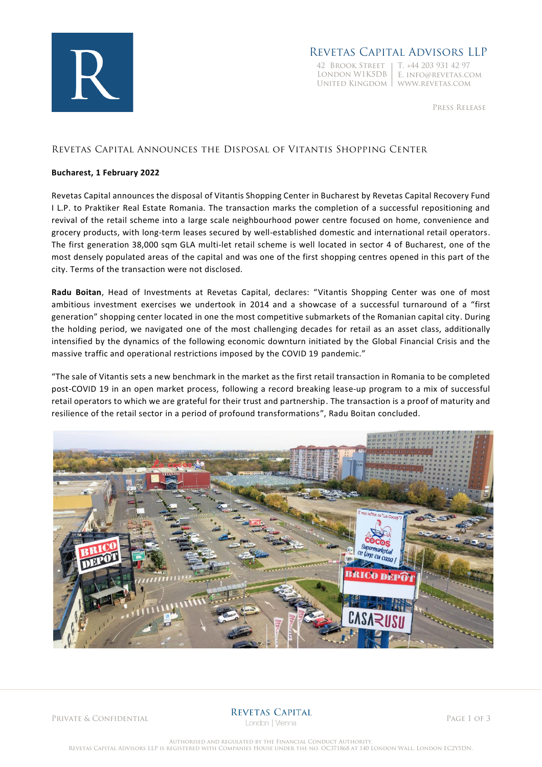Revetas Capital Advisors LLP

42 Brook Street | T. +44 203 931 42 97
London W1K5DB | E. info@revetas.com
United Kingdom | www.revetas.com

Press Release

## Revetas Capital Announces the Disposal of Vitantis Shopping Center

**Bucharest, 1 February 2022**

Revetas Capital announces the disposal of Vitantis Shopping Center in Bucharest by Revetas Capital Recovery Fund I L.P. to Praktiker Real Estate Romania. The transaction marks the completion of a successful repositioning and revival of the retail scheme into a large scale neighbourhood power centre focused on home, convenience and grocery products, with long-term leases secured by well-established domestic and international retail operators. The first generation 38,000 sqm GLA multi-let retail scheme is well located in sector 4 of Bucharest, one of the most densely populated areas of the capital and was one of the first shopping centres opened in this part of the city. Terms of the transaction were not disclosed.

**Radu Boitan**, Head of Investments at Revetas Capital, declares: "Vitantis Shopping Center was one of most ambitious investment exercises we undertook in 2014 and a showcase of a successful turnaround of a "first generation" shopping center located in one the most competitive submarkets of the Romanian capital city. During the holding period, we navigated one of the most challenging decades for retail as an asset class, additionally intensified by the dynamics of the following economic downturn initiated by the Global Financial Crisis and the massive traffic and operational restrictions imposed by the COVID 19 pandemic."

"The sale of Vitantis sets a new benchmark in the market as the first retail transaction in Romania to be completed post-COVID 19 in an open market process, following a record breaking lease-up program to a mix of successful retail operators to which we are grateful for their trust and partnership. The transaction is a proof of maturity and resilience of the retail sector in a period of profound transformations", Radu Boitan concluded.

Authorised and regulated by the Financial Conduct Authority.
Revetas Capital Advisors LLP is registered with Companies House under the no. OC371868 at 140 London Wall, London EC2Y5DN.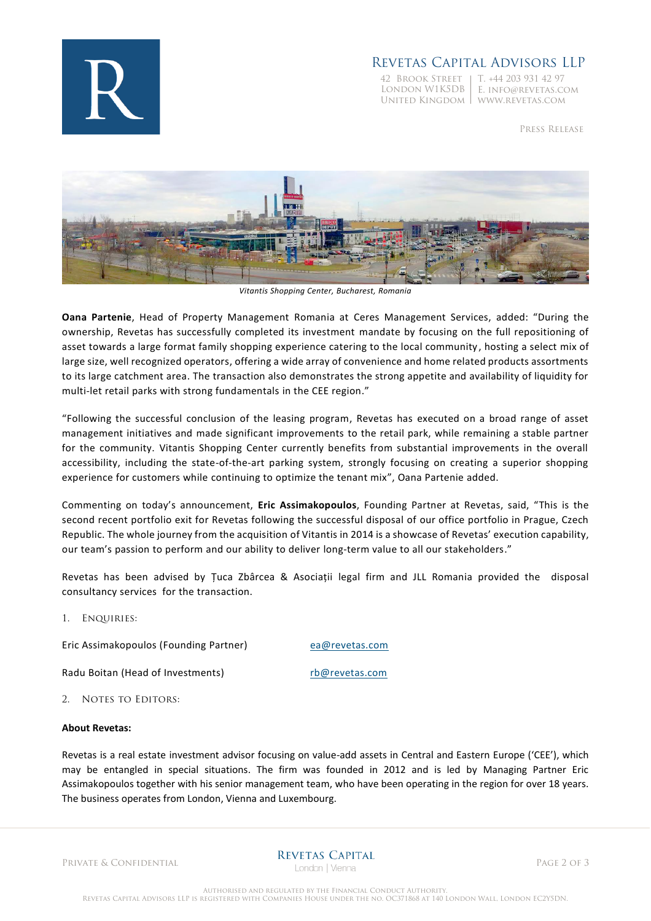Revetas Capital Advisors LLP

42 Brook Street | T. +44 203 931 42 97
London W1K5DB | E. info@revetas.com
United Kingdom | www.revetas.com

Press Release

*Vitantis Shopping Center, Bucharest, Romania*

**Oana Partenie**, Head of Property Management Romania at Ceres Management Services, added: "During the ownership, Revetas has successfully completed its investment mandate by focusing on the full repositioning of asset towards a large format family shopping experience catering to the local community, hosting a select mix of large size, well recognized operators, offering a wide array of convenience and home related products assortments to its large catchment area. The transaction also demonstrates the strong appetite and availability of liquidity for multi-let retail parks with strong fundamentals in the CEE region."

"Following the successful conclusion of the leasing program, Revetas has executed on a broad range of asset management initiatives and made significant improvements to the retail park, while remaining a stable partner for the community. Vitantis Shopping Center currently benefits from substantial improvements in the overall accessibility, including the state-of-the-art parking system, strongly focusing on creating a superior shopping experience for customers while continuing to optimize the tenant mix", Oana Partenie added.

Commenting on today's announcement, **Eric Assimakopoulos**, Founding Partner at Revetas, said, "This is the second recent portfolio exit for Revetas following the successful disposal of our office portfolio in Prague, Czech Republic. The whole journey from the acquisition of Vitantis in 2014 is a showcase of Revetas' execution capability, our team's passion to perform and our ability to deliver long-term value to all our stakeholders."

Revetas has been advised by Ţuca Zbârcea & Asociații legal firm and JLL Romania provided the disposal consultancy services for the transaction.

1. Enquiries:

| | |
|---|---|
| Eric Assimakopoulos (Founding Partner) | ea@revetas.com |
| Radu Boitan (Head of Investments) | rb@revetas.com |

2. Notes to Editors:

**About Revetas:**

Revetas is a real estate investment advisor focusing on value-add assets in Central and Eastern Europe ('CEE'), which may be entangled in special situations. The firm was founded in 2012 and is led by Managing Partner Eric Assimakopoulos together with his senior management team, who have been operating in the region for over 18 years. The business operates from London, Vienna and Luxembourg.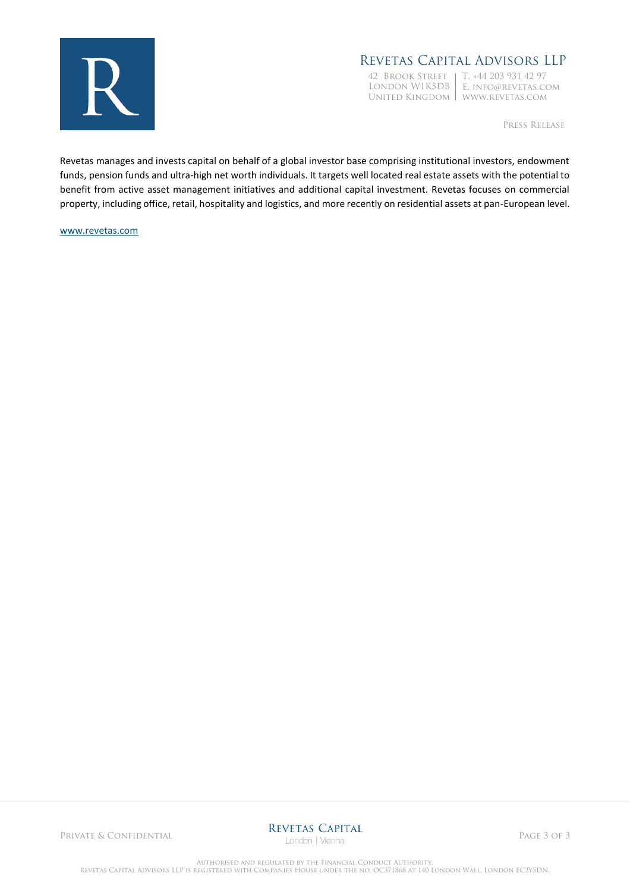Revetas manages and invests capital on behalf of a global investor base comprising institutional investors, endowment funds, pension funds and ultra-high net worth individuals. It targets well located real estate assets with the potential to benefit from active asset management initiatives and additional capital investment. Revetas focuses on commercial property, including office, retail, hospitality and logistics, and more recently on residential assets at pan-European level.

www.revetas.com